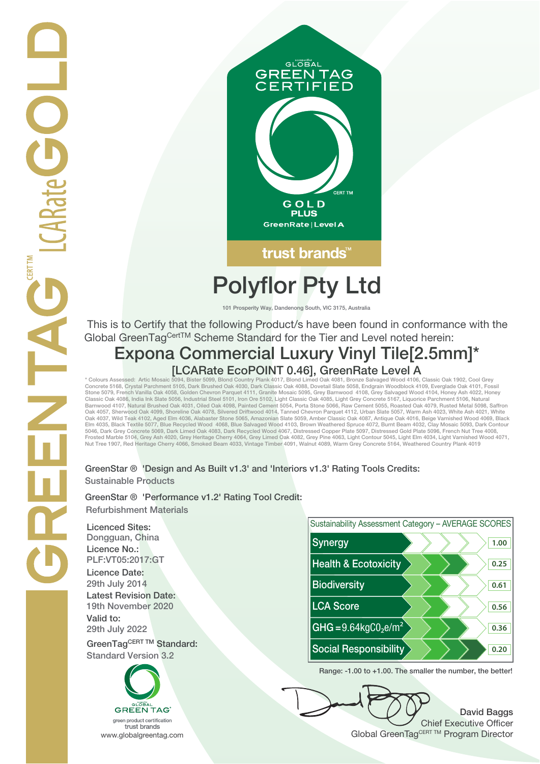GREENTAG CERT TM LCARate GOLD

GLOBAL GREEN TAG CERTIFIED

CERT TM

GOLD PLUS

GreenRate | Level A

trust brands™

# Polyflor Pty Ltd

101 Prosperity Way, Dandenong South, VIC 3175, Australia

This is to Certify that the following Product/s have been found in conformance with the Global GreenTag CertTM Scheme Standard for the Tier and Level noted herein:

## Expona Commercial Luxury Vinyl Tile[2.5mm]*

### [LCARate EcoPOINT 0.46], GreenRate Level A

* Colours Assessed: Artic Mosaic 5094, Bister 5099, Blond Country Plank 4017, Blond Limed Oak 4081, Bronze Salvaged Wood 4106, Classic Oak 1902, Cool Grey Concrete 5168, Crystal Parchment 5105, Dark Brushed Oak 4030, Dark Classic Oak 4088, Dovetail Slate 5058, Endgrain Woodblock 4109, Everglade Oak 4101, Fossil Stone 5079, French Vanilla Oak 4058, Golden Chevron Parquet 4111, Granite Mosaic 5095, Grey Barnwood 4108, Grey Salvaged Wood 4104, Honey Ash 4022, Honey Classic Oak 4086, India Ink Slate 5056, Industrial Steel 5101, Iron Ore 5102, Light Classic Oak 4085, Light Grey Concrete 5167, Liquorice Parchment 5106, Natural Barnwood 4107, Natural Brushed Oak 4031, Oiled Oak 4098, Painted Cement 5054, Porta Stone 5066, Raw Cement 5055, Roasted Oak 4079, Rusted Metal 5098, Saffron Oak 4057, Sherwood Oak 4099, Shoreline Oak 4078, Silvered Driftwood 4014, Tanned Chevron Parquet 4112, Urban Slate 5057, Warm Ash 4023, White Ash 4021, White Oak 4037, Wild Teak 4102, Aged Elm 4036, Alabaster Stone 5065, Amazonian Slate 5059, Amber Classic Oak 4087, Antique Oak 4016, Beige Varnished Wood 4069, Black Elm 4035, Black Textile 5077, Blue Recycled Wood 4068, Blue Salvaged Wood 4103, Brown Weathered Spruce 4072, Burnt Beam 4032, Clay Mosaic 5093, Dark Contour 5046, Dark Grey Concrete 5069, Dark Limed Oak 4083, Dark Recycled Wood 4067, Distressed Copper Plate 5097, Distressed Gold Plate 5096, French Nut Tree 4008, Frosted Marble 5104, Grey Ash 4020, Grey Heritage Cherry 4064, Grey Limed Oak 4082, Grey Pine 4063, Light Contour 5045, Light Elm 4034, Light Varnished Wood 4071, Nut Tree 1907, Red Heritage Cherry 4066, Smoked Beam 4033, Vintage Timber 4091, Walnut 4089, Warm Grey Concrete 5164, Weathered Country Plank 4019

**GreenStar ® 'Design and As Built v1.3' and 'Interiors v1.3' Rating Tools Credits:**
Sustainable Products

**GreenStar ® 'Performance v1.2' Rating Tool Credit:**
Refurbishment Materials

**Licenced Sites:**
Dongguan, China

**Licence No.:**
PLF:VT05:2017:GT

**Licence Date:**
29th July 2014

**Latest Revision Date:**
19th November 2020

**Valid to:**
29th July 2022

**GreenTagCERT TM Standard:**
Standard Version 3.2

| Sustainability Assessment Category – AVERAGE SCORES | |
|---|---|
| Synergy | 1.00 |
| Health & Ecotoxicity | 0.25 |
| Biodiversity | 0.61 |
| LCA Score | 0.56 |
| GHG = 9.64kg$CO_2$e/$m^2$ | 0.36 |
| Social Responsibility | 0.20 |

Range: -1.00 to +1.00. The smaller the number, the better!

GLOBAL GREEN TAG
green product certification
trust brands
www.globalgreentag.com

David Baggs
Chief Executive Officer
Global GreenTagCERT TM Program Director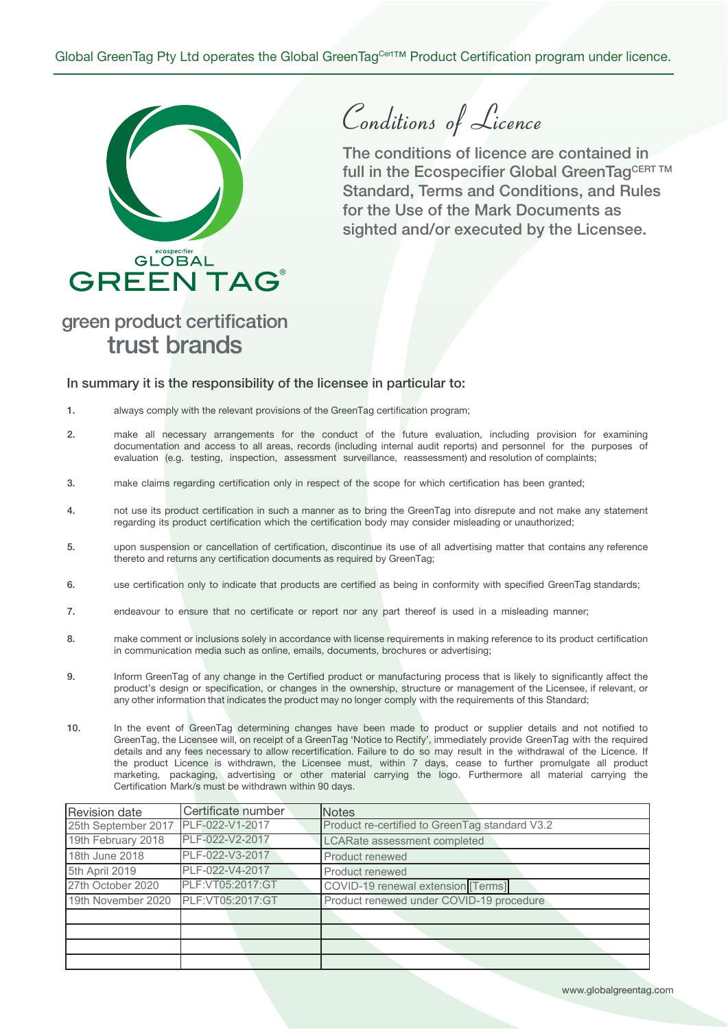Global GreenTag Pty Ltd operates the Global GreenTag[Cert]™ Product Certification program under licence.

ecospecifier GLOBAL GREEN TAG®

green product certification
trust brands

# Conditions of Licence

**The conditions of licence are contained in full in the Ecospecifier Global GreenTag[CERT TM] Standard, Terms and Conditions, and Rules for the Use of the Mark Documents as sighted and/or executed by the Licensee.**

### In summary it is the responsibility of the licensee in particular to:

1. always comply with the relevant provisions of the GreenTag certification program;
2. make all necessary arrangements for the conduct of the future evaluation, including provision for examining documentation and access to all areas, records (including internal audit reports) and personnel for the purposes of evaluation (e.g. testing, inspection, assessment surveillance, reassessment) and resolution of complaints;
3. make claims regarding certification only in respect of the scope for which certification has been granted;
4. not use its product certification in such a manner as to bring the GreenTag into disrepute and not make any statement regarding its product certification which the certification body may consider misleading or unauthorized;
5. upon suspension or cancellation of certification, discontinue its use of all advertising matter that contains any reference thereto and returns any certification documents as required by GreenTag;
6. use certification only to indicate that products are certified as being in conformity with specified GreenTag standards;
7. endeavour to ensure that no certificate or report nor any part thereof is used in a misleading manner;
8. make comment or inclusions solely in accordance with license requirements in making reference to its product certification in communication media such as online, emails, documents, brochures or advertising;
9. Inform GreenTag of any change in the Certified product or manufacturing process that is likely to significantly affect the product's design or specification, or changes in the ownership, structure or management of the Licensee, if relevant, or any other information that indicates the product may no longer comply with the requirements of this Standard;
10. In the event of GreenTag determining changes have been made to product or supplier details and not notified to GreenTag, the Licensee will, on receipt of a GreenTag 'Notice to Rectify', immediately provide GreenTag with the required details and any fees necessary to allow recertification. Failure to do so may result in the withdrawal of the Licence. If the product Licence is withdrawn, the Licensee must, within 7 days, cease to further promulgate all product marketing, packaging, advertising or other material carrying the logo. Furthermore all material carrying the Certification Mark/s must be withdrawn within 90 days.

| Revision date | Certificate number | Notes |
|---|---|---|
| 25th September 2017 | PLF-022-V1-2017 | Product re-certified to GreenTag standard V3.2 |
| 19th February 2018 | PLF-022-V2-2017 | LCARate assessment completed |
| 18th June 2018 | PLF-022-V3-2017 | Product renewed |
| 5th April 2019 | PLF-022-V4-2017 | Product renewed |
| 27th October 2020 | PLF:VT05:2017:GT | COVID-19 renewal extension [Terms] |
| 19th November 2020 | PLF:VT05:2017:GT | Product renewed under COVID-19 procedure |
| | | |
| | | |
| | | |
| | | |

www.globalgreentag.com